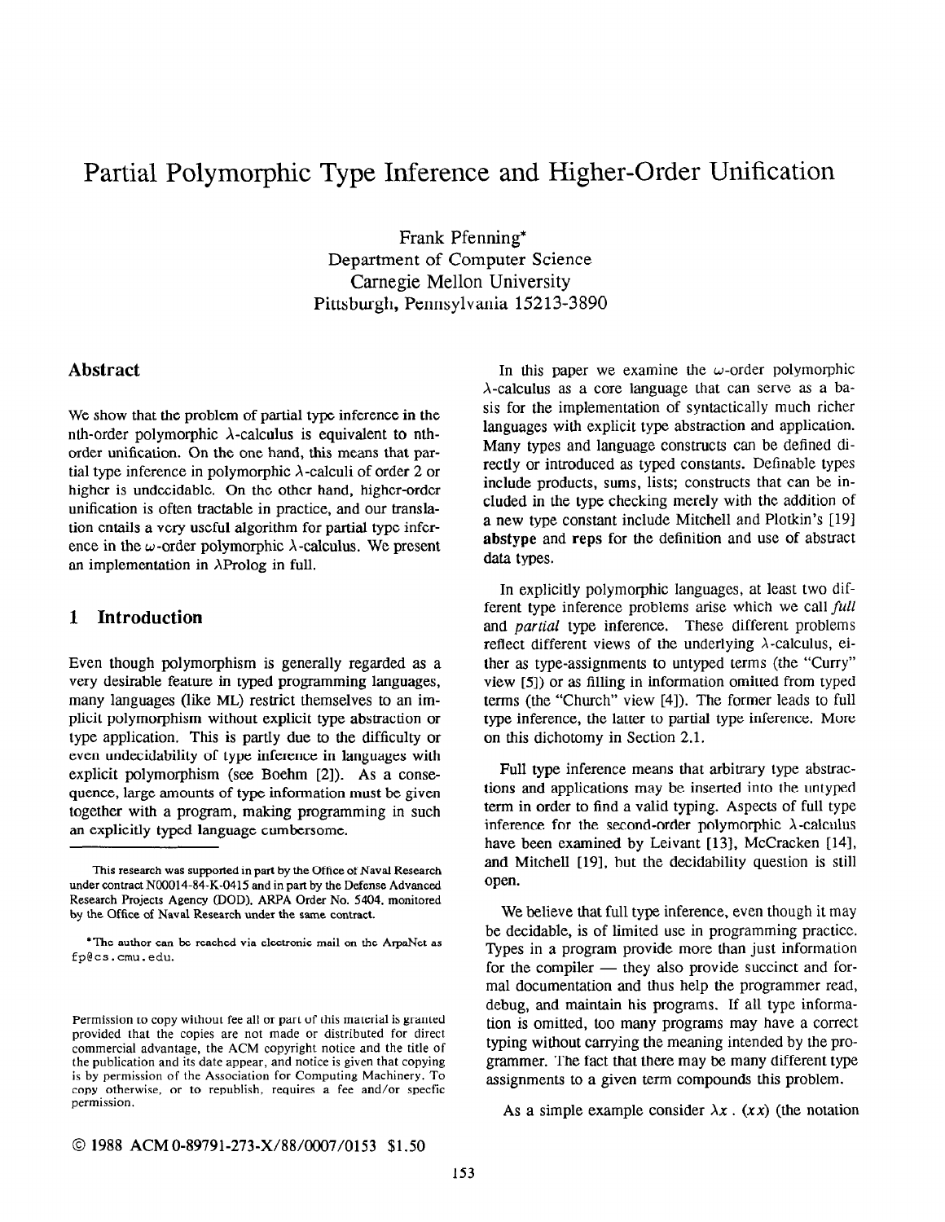# Partial Polymorphic Type Inference and Higher-Order Unification

Frank Pfenning*
Department of Computer Science
Carnegie Mellon University
Pittsburgh, Pennsylvania 15213-3890

## Abstract

We show that the problem of partial type inference in the nth-order polymorphic $\lambda$-calculus is equivalent to nth-order unification. On the one hand, this means that partial type inference in polymorphic $\lambda$-calculi of order 2 or higher is undecidable. On the other hand, higher-order unification is often tractable in practice, and our translation entails a very useful algorithm for partial type inference in the $\omega$-order polymorphic $\lambda$-calculus. We present an implementation in $\lambda$Prolog in full.

## 1 Introduction

Even though polymorphism is generally regarded as a very desirable feature in typed programming languages, many languages (like ML) restrict themselves to an implicit polymorphism without explicit type abstraction or type application. This is partly due to the difficulty or even undecidability of type inference in languages with explicit polymorphism (see Boehm [2]). As a consequence, large amounts of type information must be given together with a program, making programming in such an explicitly typed language cumbersome.

This research was supported in part by the Office of Naval Research under contract N00014-84-K-0415 and in part by the Defense Advanced Research Projects Agency (DOD), ARPA Order No. 5404, monitored by the Office of Naval Research under the same contract.

*The author can be reached via electronic mail on the ArpaNet as fp@cs.cmu.edu.

Permission to copy without fee all or part of this material is granted provided that the copies are not made or distributed for direct commercial advantage, the ACM copyright notice and the title of the publication and its date appear, and notice is given that copying is by permission of the Association for Computing Machinery. To copy otherwise, or to republish, requires a fee and/or specfic permission.

© 1988 ACM 0-89791-273-X/88/0007/0153 $1.50

In this paper we examine the $\omega$-order polymorphic $\lambda$-calculus as a core language that can serve as a basis for the implementation of syntactically much richer languages with explicit type abstraction and application. Many types and language constructs can be defined directly or introduced as typed constants. Definable types include products, sums, lists; constructs that can be included in the type checking merely with the addition of a new type constant include Mitchell and Plotkin's [19] **abstype** and **reps** for the definition and use of abstract data types.

In explicitly polymorphic languages, at least two different type inference problems arise which we call *full* and *partial* type inference. These different problems reflect different views of the underlying $\lambda$-calculus, either as type-assignments to untyped terms (the "Curry" view [5]) or as filling in information omitted from typed terms (the "Church" view [4]). The former leads to full type inference, the latter to partial type inference. More on this dichotomy in Section 2.1.

Full type inference means that arbitrary type abstractions and applications may be inserted into the untyped term in order to find a valid typing. Aspects of full type inference for the second-order polymorphic $\lambda$-calculus have been examined by Leivant [13], McCracken [14], and Mitchell [19], but the decidability question is still open.

We believe that full type inference, even though it may be decidable, is of limited use in programming practice. Types in a program provide more than just information for the compiler — they also provide succinct and formal documentation and thus help the programmer read, debug, and maintain his programs. If all type information is omitted, too many programs may have a correct typing without carrying the meaning intended by the programmer. The fact that there may be many different type assignments to a given term compounds this problem.

As a simple example consider $\lambda x\,.\,(xx)$ (the notation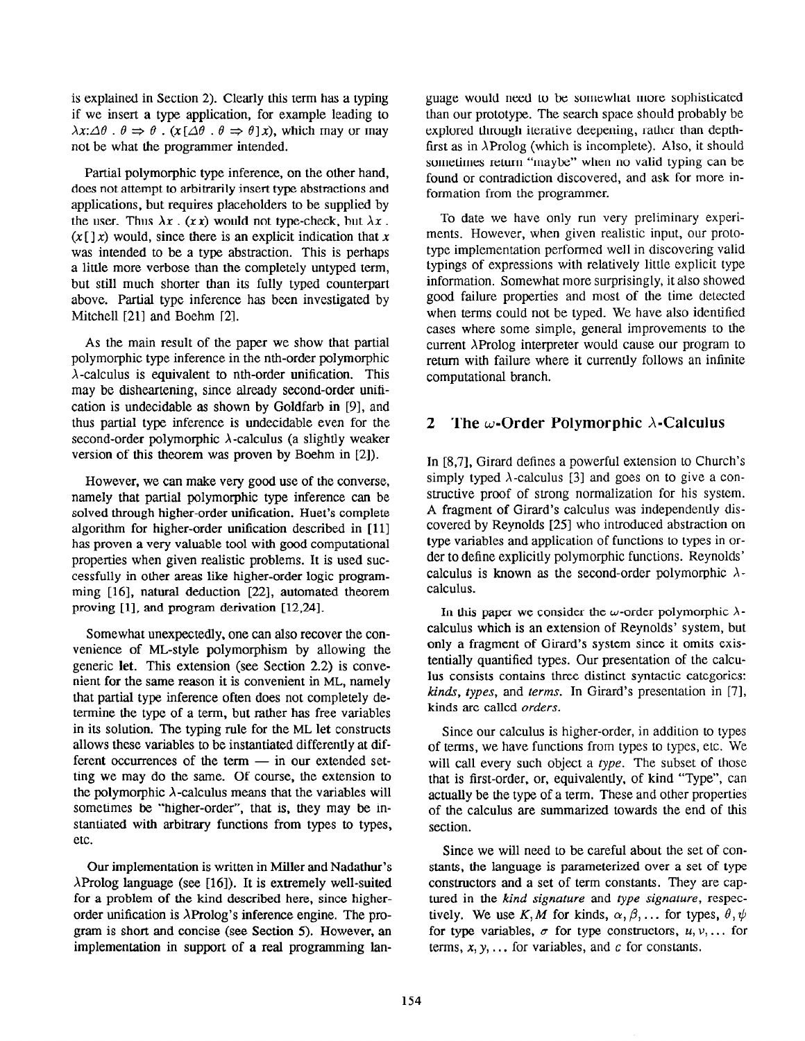is explained in Section 2). Clearly this term has a typing if we insert a type application, for example leading to $\lambda x{:}\Delta\theta\ .\ \theta \Rightarrow \theta\ .\ (x\,[\Delta\theta\ .\ \theta \Rightarrow \theta]\,x)$, which may or may not be what the programmer intended.

Partial polymorphic type inference, on the other hand, does not attempt to arbitrarily insert type abstractions and applications, but requires placeholders to be supplied by the user. Thus $\lambda x\ .\ (x\,x)$ would not type-check, but $\lambda x\ .\ (x\,[\,]\,x)$ would, since there is an explicit indication that $x$ was intended to be a type abstraction. This is perhaps a little more verbose than the completely untyped term, but still much shorter than its fully typed counterpart above. Partial type inference has been investigated by Mitchell [21] and Boehm [2].

As the main result of the paper we show that partial polymorphic type inference in the nth-order polymorphic $\lambda$-calculus is equivalent to nth-order unification. This may be disheartening, since already second-order unification is undecidable as shown by Goldfarb in [9], and thus partial type inference is undecidable even for the second-order polymorphic $\lambda$-calculus (a slightly weaker version of this theorem was proven by Boehm in [2]).

However, we can make very good use of the converse, namely that partial polymorphic type inference can be solved through higher-order unification. Huet's complete algorithm for higher-order unification described in [11] has proven a very valuable tool with good computational properties when given realistic problems. It is used successfully in other areas like higher-order logic programming [16], natural deduction [22], automated theorem proving [1], and program derivation [12,24].

Somewhat unexpectedly, one can also recover the convenience of ML-style polymorphism by allowing the generic **let**. This extension (see Section 2.2) is convenient for the same reason it is convenient in ML, namely that partial type inference often does not completely determine the type of a term, but rather has free variables in its solution. The typing rule for the ML let constructs allows these variables to be instantiated differently at different occurrences of the term — in our extended setting we may do the same. Of course, the extension to the polymorphic $\lambda$-calculus means that the variables will sometimes be "higher-order", that is, they may be instantiated with arbitrary functions from types to types, etc.

Our implementation is written in Miller and Nadathur's $\lambda$Prolog language (see [16]). It is extremely well-suited for a problem of the kind described here, since higher-order unification is $\lambda$Prolog's inference engine. The program is short and concise (see Section 5). However, an implementation in support of a real programming language would need to be somewhat more sophisticated than our prototype. The search space should probably be explored through iterative deepening, rather than depth-first as in $\lambda$Prolog (which is incomplete). Also, it should sometimes return "maybe" when no valid typing can be found or contradiction discovered, and ask for more information from the programmer.

To date we have only run very preliminary experiments. However, when given realistic input, our prototype implementation performed well in discovering valid typings of expressions with relatively little explicit type information. Somewhat more surprisingly, it also showed good failure properties and most of the time detected when terms could not be typed. We have also identified cases where some simple, general improvements to the current $\lambda$Prolog interpreter would cause our program to return with failure where it currently follows an infinite computational branch.

## 2 The $\omega$-Order Polymorphic $\lambda$-Calculus

In [8,7], Girard defines a powerful extension to Church's simply typed $\lambda$-calculus [3] and goes on to give a constructive proof of strong normalization for his system. A fragment of Girard's calculus was independently discovered by Reynolds [25] who introduced abstraction on type variables and application of functions to types in order to define explicitly polymorphic functions. Reynolds' calculus is known as the second-order polymorphic $\lambda$-calculus.

In this paper we consider the $\omega$-order polymorphic $\lambda$-calculus which is an extension of Reynolds' system, but only a fragment of Girard's system since it omits existentially quantified types. Our presentation of the calculus consists contains three distinct syntactic categories: *kinds*, *types*, and *terms*. In Girard's presentation in [7], kinds are called *orders*.

Since our calculus is higher-order, in addition to types of terms, we have functions from types to types, etc. We will call every such object a *type*. The subset of those that is first-order, or, equivalently, of kind "Type", can actually be the type of a term. These and other properties of the calculus are summarized towards the end of this section.

Since we will need to be careful about the set of constants, the language is parameterized over a set of type constructors and a set of term constants. They are captured in the *kind signature* and *type signature*, respectively. We use $K, M$ for kinds, $\alpha, \beta, \ldots$ for types, $\theta, \psi$ for type variables, $\sigma$ for type constructors, $u, v, \ldots$ for terms, $x, y, \ldots$ for variables, and $c$ for constants.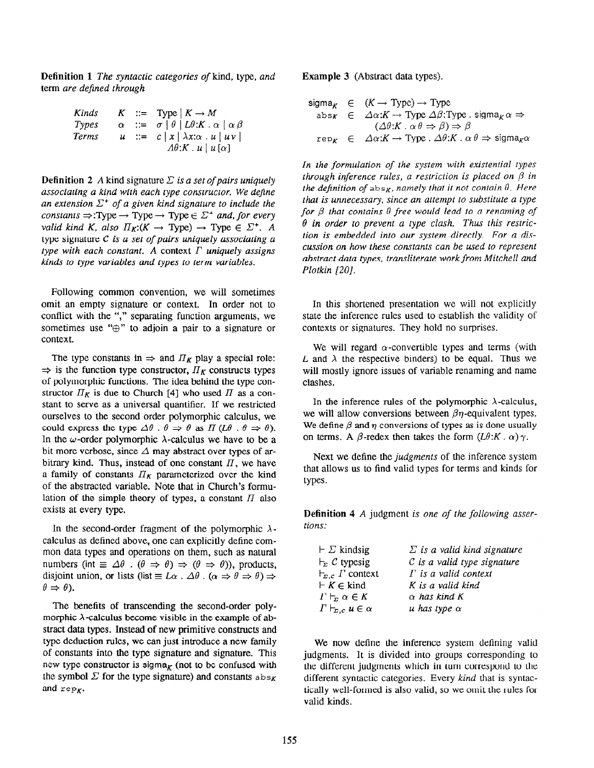**Definition 1** *The syntactic categories of* kind, type, *and* term *are defined through*

$$
\begin{array}{llll}
\textit{Kinds} & K & ::= & \text{Type} \mid K \rightarrow M \\
\textit{Types} & \alpha & ::= & \sigma \mid \theta \mid L\theta{:}K \,.\, \alpha \mid \alpha\,\beta \\
\textit{Terms} & u & ::= & c \mid x \mid \lambda x{:}\alpha \,.\, u \mid u\,v \mid \\
 & & & \Lambda\theta{:}K \,.\, u \mid u\,[\alpha]
\end{array}
$$

**Definition 2** *A* kind signature $\Sigma$ *is a set of pairs uniquely associating a kind with each type constructor. We define an extension* $\Sigma^+$ *of a given kind signature to include the constants* $\Rightarrow$:Type $\rightarrow$ Type $\rightarrow$ Type $\in \Sigma^+$ *and, for every valid kind* $K$, *also* $\Pi_K$:$(K \rightarrow \text{Type}) \rightarrow \text{Type} \in \Sigma^+$. *A* type signature $C$ *is a set of pairs uniquely associating a type with each constant. A* context $\Gamma$ *uniquely assigns kinds to type variables and types to term variables.*

Following common convention, we will sometimes omit an empty signature or context. In order not to conflict with the "," separating function arguments, we sometimes use "$\oplus$" to adjoin a pair to a signature or context.

The type constants in $\Rightarrow$ and $\Pi_K$ play a special role: $\Rightarrow$ is the function type constructor, $\Pi_K$ constructs types of polymorphic functions. The idea behind the type constructor $\Pi_K$ is due to Church [4] who used $\Pi$ as a constant to serve as a universal quantifier. If we restricted ourselves to the second order polymorphic calculus, we could express the type $\Delta\theta \,.\, \theta \Rightarrow \theta$ as $\Pi\,(L\theta \,.\, \theta \Rightarrow \theta)$. In the $\omega$-order polymorphic $\lambda$-calculus we have to be a bit more verbose, since $\Delta$ may abstract over types of arbitrary kind. Thus, instead of one constant $\Pi$, we have a family of constants $\Pi_K$ parameterized over the kind of the abstracted variable. Note that in Church's formulation of the simple theory of types, a constant $\Pi$ also exists at every type.

In the second-order fragment of the polymorphic $\lambda$-calculus as defined above, one can explicitly define common data types and operations on them, such as natural numbers (int $\equiv \Delta\theta \,.\, (\theta \Rightarrow \theta) \Rightarrow (\theta \Rightarrow \theta)$), products, disjoint union, or lists (list $\equiv L\alpha \,.\, \Delta\theta \,.\, (\alpha \Rightarrow \theta \Rightarrow \theta) \Rightarrow \theta \Rightarrow \theta$).

The benefits of transcending the second-order polymorphic $\lambda$-calculus become visible in the example of abstract data types. Instead of new primitive constructs and type deduction rules, we can just introduce a new family of constants into the type signature and signature. This new type constructor is $\text{sigma}_K$ (not to be confused with the symbol $\Sigma$ for the type signature) and constants $\text{abs}_K$ and $\text{rep}_K$.

**Example 3** (Abstract data types).

$$
\begin{array}{lll}
\text{sigma}_K & \in & (K \rightarrow \text{Type}) \rightarrow \text{Type} \\
\text{abs}_K & \in & \Delta\alpha{:}K \rightarrow \text{Type}\ \Delta\beta{:}\text{Type} \,.\, \text{sigma}_K\,\alpha \Rightarrow \\
 & & (\Delta\theta{:}K \,.\, \alpha\,\theta \Rightarrow \beta) \Rightarrow \beta \\
\text{rep}_K & \in & \Delta\alpha{:}K \rightarrow \text{Type} \,.\, \Delta\theta{:}K \,.\, \alpha\,\theta \Rightarrow \text{sigma}_K\alpha
\end{array}
$$

*In the formulation of the system with existential types through inference rules, a restriction is placed on* $\beta$ *in the definition of* $\text{abs}_K$, *namely that it not contain* $\theta$. *Here that is unnecessary, since an attempt to substitute a type for* $\beta$ *that contains* $\theta$ *free would lead to a renaming of* $\theta$ *in order to prevent a type clash. Thus this restriction is embedded into our system directly. For a discussion on how these constants can be used to represent abstract data types, transliterate work from Mitchell and Plotkin [20].*

In this shortened presentation we will not explicitly state the inference rules used to establish the validity of contexts or signatures. They hold no surprises.

We will regard $\alpha$-convertible types and terms (with $L$ and $\lambda$ the respective binders) to be equal. Thus we will mostly ignore issues of variable renaming and name clashes.

In the inference rules of the polymorphic $\lambda$-calculus, we will allow conversions between $\beta\eta$-equivalent types. We define $\beta$ and $\eta$ conversions of types as is done usually on terms. A $\beta$-redex then takes the form $(L\theta{:}K \,.\, \alpha)\gamma$.

Next we define the *judgments* of the inference system that allows us to find valid types for terms and kinds for types.

**Definition 4** *A* judgment *is one of the following assertions:*

| | |
|---|---|
| $\vdash \Sigma$ kindsig | $\Sigma$ *is a valid kind signature* |
| $\vdash_\Sigma C$ typesig | $C$ *is a valid type signature* |
| $\vdash_{\Sigma,c} \Gamma$ context | $\Gamma$ *is a valid context* |
| $\vdash K \in$ kind | $K$ *is a valid kind* |
| $\Gamma \vdash_\Sigma \alpha \in K$ | $\alpha$ *has kind* $K$ |
| $\Gamma \vdash_{\Sigma,c} u \in \alpha$ | $u$ *has type* $\alpha$ |

We now define the inference system defining valid judgments. It is divided into groups corresponding to the different judgments which in turn correspond to the different syntactic categories. Every *kind* that is syntactically well-formed is also valid, so we omit the rules for valid kinds.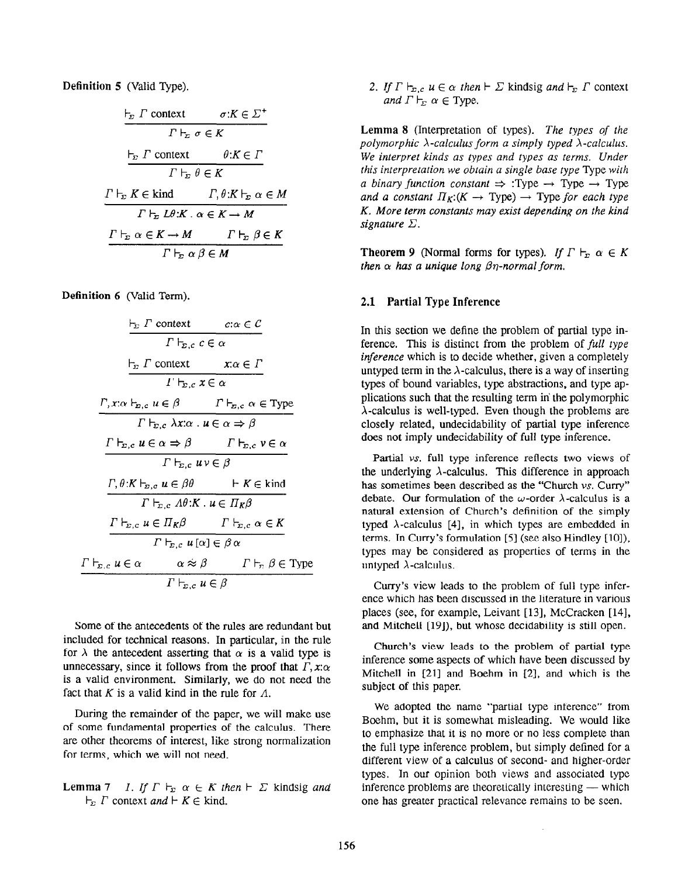**Definition 5** (Valid Type).

$$\frac{\vdash_\Sigma \Gamma \text{ context} \qquad \sigma{:}K \in \Sigma^+}{\Gamma \vdash_\Sigma \sigma \in K}$$

$$\frac{\vdash_\Sigma \Gamma \text{ context} \qquad \theta{:}K \in \Gamma}{\Gamma \vdash_\Sigma \theta \in K}$$

$$\frac{\Gamma \vdash_\Sigma K \in \text{kind} \qquad \Gamma, \theta{:}K \vdash_\Sigma \alpha \in M}{\Gamma \vdash_\Sigma L\theta{:}K \,.\, \alpha \in K \to M}$$

$$\frac{\Gamma \vdash_\Sigma \alpha \in K \to M \qquad \Gamma \vdash_\Sigma \beta \in K}{\Gamma \vdash_\Sigma \alpha\,\beta \in M}$$

**Definition 6** (Valid Term).

$$\frac{\vdash_\Sigma \Gamma \text{ context} \qquad c{:}\alpha \in C}{\Gamma \vdash_{\Sigma,c} c \in \alpha}$$

$$\frac{\vdash_\Sigma \Gamma \text{ context} \qquad x{:}\alpha \in \Gamma}{\Gamma \vdash_{\Sigma,c} x \in \alpha}$$

$$\frac{\Gamma, x{:}\alpha \vdash_{\Sigma,c} u \in \beta \qquad \Gamma \vdash_{\Sigma,c} \alpha \in \text{Type}}{\Gamma \vdash_{\Sigma,c} \lambda x{:}\alpha \,.\, u \in \alpha \Rightarrow \beta}$$

$$\frac{\Gamma \vdash_{\Sigma,c} u \in \alpha \Rightarrow \beta \qquad \Gamma \vdash_{\Sigma,c} v \in \alpha}{\Gamma \vdash_{\Sigma,c} u\,v \in \beta}$$

$$\frac{\Gamma, \theta{:}K \vdash_{\Sigma,c} u \in \beta\theta \qquad \vdash K \in \text{kind}}{\Gamma \vdash_{\Sigma,c} \Lambda\theta{:}K \,.\, u \in \Pi_K\beta}$$

$$\frac{\Gamma \vdash_{\Sigma,c} u \in \Pi_K\beta \qquad \Gamma \vdash_{\Sigma,c} \alpha \in K}{\Gamma \vdash_{\Sigma,c} u\,[\alpha] \in \beta\,\alpha}$$

$$\frac{\Gamma \vdash_{\Sigma,c} u \in \alpha \qquad \alpha \approx \beta \qquad \Gamma \vdash_\Sigma \beta \in \text{Type}}{\Gamma \vdash_{\Sigma,c} u \in \beta}$$

Some of the antecedents of the rules are redundant but included for technical reasons. In particular, in the rule for $\lambda$ the antecedent asserting that $\alpha$ is a valid type is unnecessary, since it follows from the proof that $\Gamma, x{:}\alpha$ is a valid environment. Similarly, we do not need the fact that $K$ is a valid kind in the rule for $\Lambda$.

During the remainder of the paper, we will make use of some fundamental properties of the calculus. There are other theorems of interest, like strong normalization for terms, which we will not need.

**Lemma 7** *1. If $\Gamma \vdash_\Sigma \alpha \in K$ then $\vdash \Sigma$ kindsig and $\vdash_\Sigma \Gamma$ context and $\vdash K \in$ kind.*

*2. If $\Gamma \vdash_{\Sigma,c} u \in \alpha$ then $\vdash \Sigma$ kindsig and $\vdash_\Sigma \Gamma$ context and $\Gamma \vdash_\Sigma \alpha \in$ Type.*

**Lemma 8** (Interpretation of types). *The types of the polymorphic $\lambda$-calculus form a simply typed $\lambda$-calculus. We interpret kinds as types and types as terms. Under this interpretation we obtain a single base type* Type *with a binary function constant $\Rightarrow$ :Type $\to$ Type $\to$ Type and a constant $\Pi_K$:($K \to$ Type) $\to$ Type for each type $K$. More term constants may exist depending on the kind signature $\Sigma$.*

**Theorem 9** (Normal forms for types). *If $\Gamma \vdash_\Sigma \alpha \in K$ then $\alpha$ has a unique long $\beta\eta$-normal form.*

## 2.1 Partial Type Inference

In this section we define the problem of partial type inference. This is distinct from the problem of *full type inference* which is to decide whether, given a completely untyped term in the $\lambda$-calculus, there is a way of inserting types of bound variables, type abstractions, and type applications such that the resulting term in the polymorphic $\lambda$-calculus is well-typed. Even though the problems are closely related, undecidability of partial type inference does not imply undecidability of full type inference.

Partial *vs.* full type inference reflects two views of the underlying $\lambda$-calculus. This difference in approach has sometimes been described as the "Church *vs.* Curry" debate. Our formulation of the $\omega$-order $\lambda$-calculus is a natural extension of Church's definition of the simply typed $\lambda$-calculus [4], in which types are embedded in terms. In Curry's formulation [5] (see also Hindley [10]), types may be considered as properties of terms in the untyped $\lambda$-calculus.

Curry's view leads to the problem of full type inference which has been discussed in the literature in various places (see, for example, Leivant [13], McCracken [14], and Mitchell [19]), but whose decidability is still open.

Church's view leads to the problem of partial type inference some aspects of which have been discussed by Mitchell in [21] and Boehm in [2], and which is the subject of this paper.

We adopted the name "partial type inference" from Boehm, but it is somewhat misleading. We would like to emphasize that it is no more or no less complete than the full type inference problem, but simply defined for a different view of a calculus of second- and higher-order types. In our opinion both views and associated type inference problems are theoretically interesting — which one has greater practical relevance remains to be seen.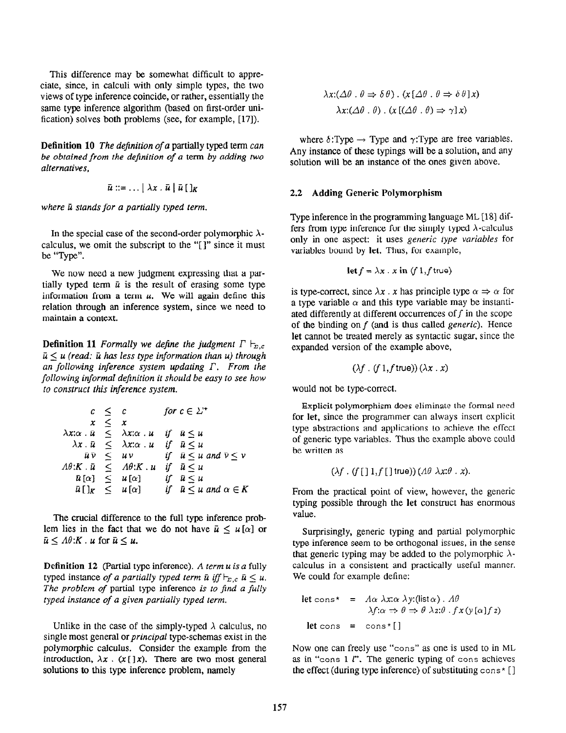This difference may be somewhat difficult to appreciate, since, in calculi with only simple types, the two views of type inference coincide, or rather, essentially the same type inference algorithm (based on first-order unification) solves both problems (see, for example, [17]).

**Definition 10** *The definition of a* partially typed term *can be obtained from the definition of a* term *by adding two alternatives,*

$$\bar{u} ::= \ldots \mid \lambda x \,.\, \bar{u} \mid \bar{u}\,[\,]_K$$

*where $\bar{u}$ stands for a partially typed term.*

In the special case of the second-order polymorphic $\lambda$-calculus, we omit the subscript to the "[ ]" since it must be "Type".

We now need a new judgment expressing that a partially typed term $\bar{u}$ is the result of erasing some type information from a term $u$. We will again define this relation through an inference system, since we need to maintain a context.

**Definition 11** *Formally we define the judgment $\Gamma \vdash_{\Sigma,c} \bar{u} \leq u$ (read: $\bar{u}$ has less type information than $u$) through an following inference system updating $\Gamma$. From the following informal definition it should be easy to see how to construct this inference system.*

$$
\begin{array}{rcll}
c & \leq & c & \text{for } c \in \Sigma^* \\
x & \leq & x & \\
\lambda x{:}\alpha \,.\, \bar{u} & \leq & \lambda x{:}\alpha \,.\, u & \text{if } \bar{u} \leq u \\
\lambda x \,.\, \bar{u} & \leq & \lambda x{:}\alpha \,.\, u & \text{if } \bar{u} \leq u \\
\bar{u}\,\bar{v} & \leq & u\,v & \text{if } \bar{u} \leq u \text{ and } \bar{v} \leq v \\
\Lambda\theta{:}K \,.\, \bar{u} & \leq & \Lambda\theta{:}K \,.\, u & \text{if } \bar{u} \leq u \\
\bar{u}\,[\alpha] & \leq & u\,[\alpha] & \text{if } \bar{u} \leq u \\
\bar{u}\,[\,]_K & \leq & u\,[\alpha] & \text{if } \bar{u} \leq u \text{ and } \alpha \in K
\end{array}
$$

The crucial difference to the full type inference problem lies in the fact that we do not have $\bar{u} \leq u\,[\alpha]$ or $\bar{u} \leq \Lambda\theta{:}K \,.\, u$ for $\bar{u} \leq u$.

**Definition 12** (Partial type inference). *A term $u$ is a* fully typed instance *of a partially typed term $\bar{u}$ iff $\vdash_{\Sigma,c} \bar{u} \leq u$. The problem of* partial type inference *is to find a fully typed instance of a given partially typed term.*

Unlike in the case of the simply-typed $\lambda$ calculus, no single most general or *principal* type-schemas exist in the polymorphic calculus. Consider the example from the introduction, $\lambda x \,.\, (x\,[\,]\,x)$. There are two most general solutions to this type inference problem, namely

$$\lambda x{:}(\Delta\theta \,.\, \theta \Rightarrow \delta\,\theta) \,.\, (x\,[\Delta\theta \,.\, \theta \Rightarrow \delta\,\theta]\,x)$$

$$\lambda x{:}(\Delta\theta \,.\, \theta) \,.\, (x\,[(\Delta\theta \,.\, \theta) \Rightarrow \gamma]\,x)$$

where $\delta{:}\text{Type} \rightarrow \text{Type}$ and $\gamma{:}\text{Type}$ are free variables. Any instance of these typings will be a solution, and any solution will be an instance of the ones given above.

## 2.2 Adding Generic Polymorphism

Type inference in the programming language ML [18] differs from type inference for the simply typed $\lambda$-calculus only in one aspect: it uses *generic type variables* for variables bound by **let**. Thus, for example,

$$\textbf{let}\, f = \lambda x \,.\, x \,\textbf{ in }\, (f\,1, f\,\text{true})$$

is type-correct, since $\lambda x \,.\, x$ has principle type $\alpha \Rightarrow \alpha$ for a type variable $\alpha$ and this type variable may be instantiated differently at different occurrences of $f$ in the scope of the binding on $f$ (and is thus called *generic*). Hence **let** cannot be treated merely as syntactic sugar, since the expanded version of the example above,

$$(\lambda f \,.\, (f\,1, f\,\text{true}))\,(\lambda x \,.\, x)$$

would not be type-correct.

Explicit polymorphism does eliminate the formal need for **let**, since the programmer can always insert explicit type abstractions and applications to achieve the effect of generic type variables. Thus the example above could be written as

$$(\lambda f \,.\, (f\,[\,]\,1, f\,[\,]\,\text{true}))\,(\Lambda\theta\;\lambda x{:}\theta \,.\, x).$$

From the practical point of view, however, the generic typing possible through the **let** construct has enormous value.

Surprisingly, generic typing and partial polymorphic type inference seem to be orthogonal issues, in the sense that generic typing may be added to the polymorphic $\lambda$-calculus in a consistent and practically useful manner. We could for example define:

$$
\begin{array}{lcl}
\textbf{let}\ \texttt{cons*} & = & \Lambda\alpha\;\lambda x{:}\alpha\;\lambda y{:}(\text{list}\,\alpha) \,.\, \Lambda\theta \\
& & \lambda f{:}\alpha \Rightarrow \theta \Rightarrow \theta\;\lambda z{:}\theta \,.\, f\,x\,(y\,[\alpha]\,f\,z) \\
\textbf{let}\ \texttt{cons} & = & \texttt{cons*}\,[\,]
\end{array}
$$

Now one can freely use "cons" as one is used to in ML as in "cons 1 $l$". The generic typing of cons achieves the effect (during type inference) of substituting cons* [ ]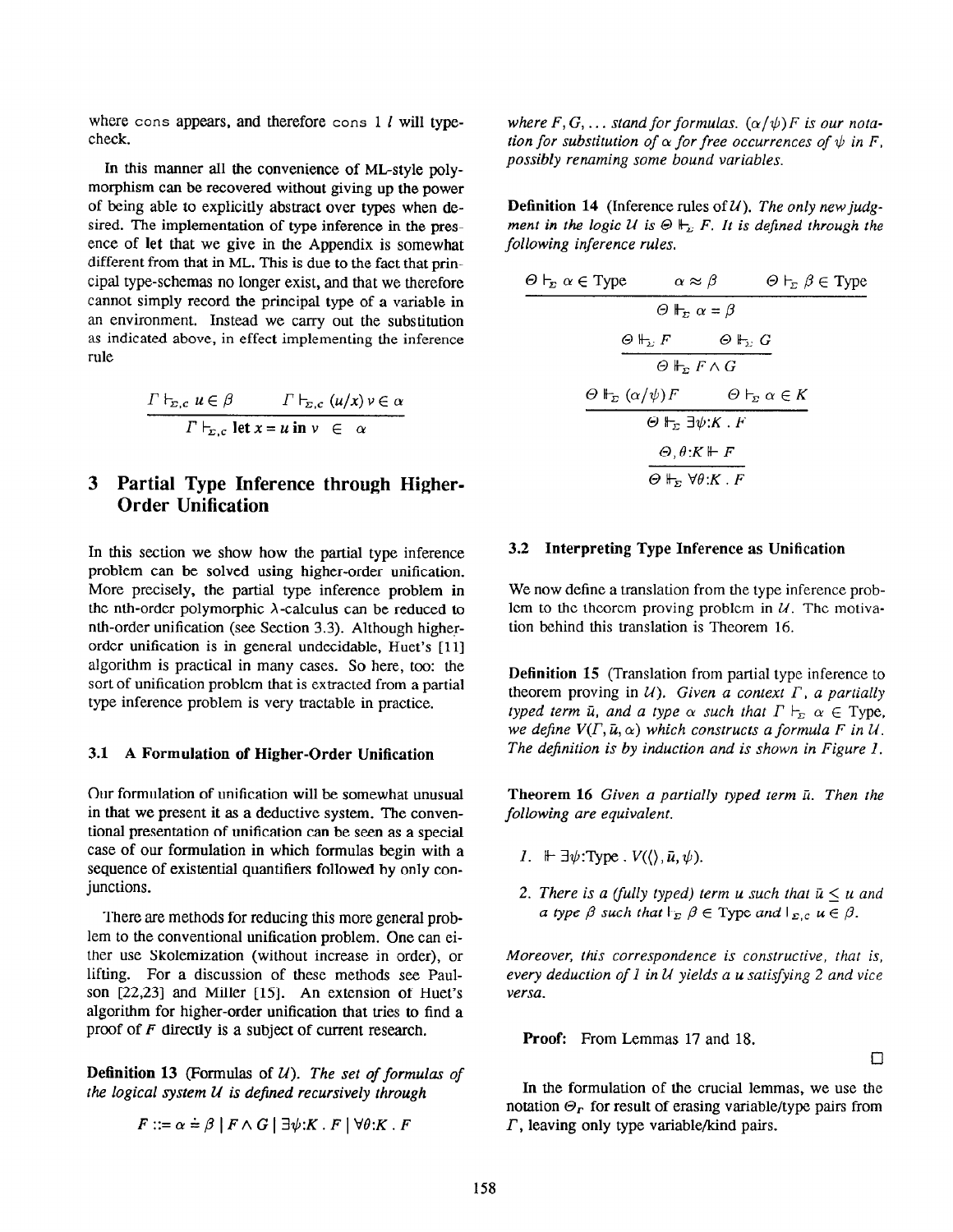where cons appears, and therefore cons 1 $l$ will type-check.

In this manner all the convenience of ML-style polymorphism can be recovered without giving up the power of being able to explicitly abstract over types when desired. The implementation of type inference in the presence of **let** that we give in the Appendix is somewhat different from that in ML. This is due to the fact that principal type-schemas no longer exist, and that we therefore cannot simply record the principal type of a variable in an environment. Instead we carry out the substitution as indicated above, in effect implementing the inference rule

$$\frac{\Gamma \vdash_{\Sigma,c} u \in \beta \qquad \Gamma \vdash_{\Sigma,c} (u/x)\, v \in \alpha}{\Gamma \vdash_{\Sigma,c} \textbf{let}\ x = u\ \textbf{in}\ v \ \in\ \alpha}$$

## 3 Partial Type Inference through Higher-Order Unification

In this section we show how the partial type inference problem can be solved using higher-order unification. More precisely, the partial type inference problem in the nth-order polymorphic $\lambda$-calculus can be reduced to nth-order unification (see Section 3.3). Although higher-order unification is in general undecidable, Huet's [11] algorithm is practical in many cases. So here, too: the sort of unification problem that is extracted from a partial type inference problem is very tractable in practice.

### 3.1 A Formulation of Higher-Order Unification

Our formulation of unification will be somewhat unusual in that we present it as a deductive system. The conventional presentation of unification can be seen as a special case of our formulation in which formulas begin with a sequence of existential quantifiers followed by only conjunctions.

There are methods for reducing this more general problem to the conventional unification problem. One can either use Skolemization (without increase in order), or lifting. For a discussion of these methods see Paulson [22,23] and Miller [15]. An extension of Huet's algorithm for higher-order unification that tries to find a proof of $F$ directly is a subject of current research.

**Definition 13** (Formulas of $\mathcal{U}$). *The set of formulas of the logical system $\mathcal{U}$ is defined recursively through*

$$F ::= \alpha \doteq \beta \mid F \wedge G \mid \exists\psi{:}K \,.\, F \mid \forall\theta{:}K \,.\, F$$

*where $F, G, \ldots$ stand for formulas. $(\alpha/\psi)F$ is our notation for substitution of $\alpha$ for free occurrences of $\psi$ in $F$, possibly renaming some bound variables.*

**Definition 14** (Inference rules of $\mathcal{U}$). *The only new judgment in the logic $\mathcal{U}$ is $\Theta \Vdash_\Sigma F$. It is defined through the following inference rules.*

$$\frac{\Theta \vdash_\Sigma \alpha \in \text{Type} \qquad \alpha \approx \beta \qquad \Theta \vdash_\Sigma \beta \in \text{Type}}{\Theta \Vdash_\Sigma \alpha \doteq \beta}$$

$$\frac{\Theta \Vdash_\Sigma F \qquad \Theta \Vdash_\Sigma G}{\Theta \Vdash_\Sigma F \wedge G}$$

$$\frac{\Theta \Vdash_\Sigma (\alpha/\psi)F \qquad \Theta \vdash_\Sigma \alpha \in K}{\Theta \Vdash_\Sigma \exists\psi{:}K \,.\, F}$$

$$\frac{\Theta, \theta{:}K \Vdash F}{\Theta \Vdash_\Sigma \forall\theta{:}K \,.\, F}$$

### 3.2 Interpreting Type Inference as Unification

We now define a translation from the type inference problem to the theorem proving problem in $\mathcal{U}$. The motivation behind this translation is Theorem 16.

**Definition 15** (Translation from partial type inference to theorem proving in $\mathcal{U}$). *Given a context $\Gamma$, a partially typed term $\bar{u}$, and a type $\alpha$ such that $\Gamma \vdash_\Sigma \alpha \in$ Type, we define $V(\Gamma, \bar{u}, \alpha)$ which constructs a formula $F$ in $\mathcal{U}$. The definition is by induction and is shown in Figure 1.*

**Theorem 16** *Given a partially typed term $\bar{u}$. Then the following are equivalent.*

1. $\Vdash \exists\psi{:}\text{Type} \,.\, V(\langle\rangle, \bar{u}, \psi)$.
2. *There is a (fully typed) term $u$ such that $\bar{u} \leq u$ and a type $\beta$ such that $\vdash_\Sigma \beta \in$ Type and $\vdash_{\Sigma,c} u \in \beta$.*

*Moreover, this correspondence is constructive, that is, every deduction of 1 in $\mathcal{U}$ yields a $u$ satisfying 2 and vice versa.*

**Proof:** From Lemmas 17 and 18.

□

In the formulation of the crucial lemmas, we use the notation $\Theta_\Gamma$ for result of erasing variable/type pairs from $\Gamma$, leaving only type variable/kind pairs.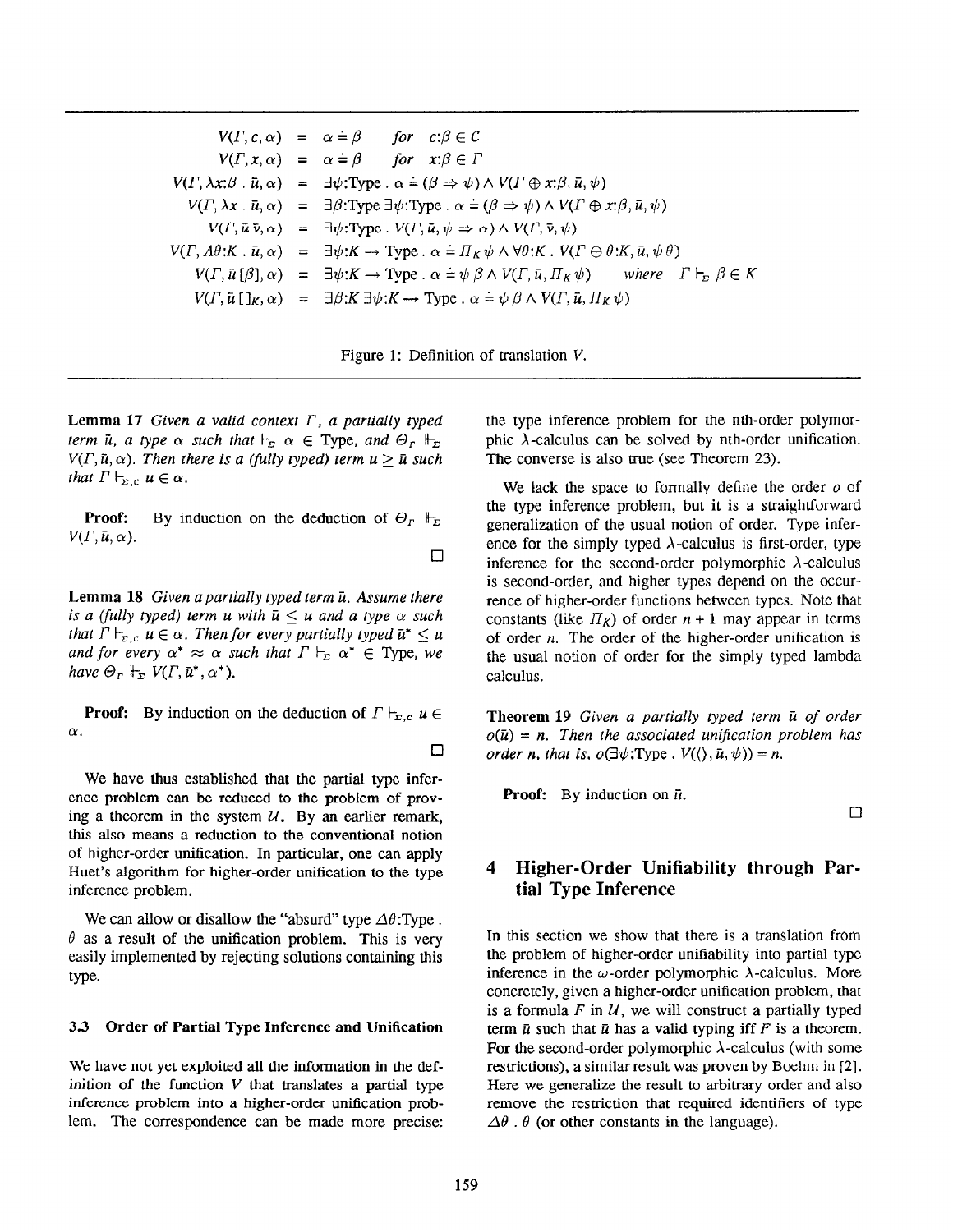$$
\begin{aligned}
V(\Gamma, c, \alpha) &= \alpha \doteq \beta \quad \text{for } c{:}\beta \in \mathcal{C} \\
V(\Gamma, x, \alpha) &= \alpha \doteq \beta \quad \text{for } x{:}\beta \in \Gamma \\
V(\Gamma, \lambda x{:}\beta \,.\, \bar{u}, \alpha) &= \exists \psi{:}\text{Type} \,.\, \alpha \doteq (\beta \Rightarrow \psi) \wedge V(\Gamma \oplus x{:}\beta, \bar{u}, \psi) \\
V(\Gamma, \lambda x \,.\, \bar{u}, \alpha) &= \exists \beta{:}\text{Type}\, \exists \psi{:}\text{Type} \,.\, \alpha \doteq (\beta \Rightarrow \psi) \wedge V(\Gamma \oplus x{:}\beta, \bar{u}, \psi) \\
V(\Gamma, \bar{u}\, \bar{v}, \alpha) &= \exists \psi{:}\text{Type} \,.\, V(\Gamma, \bar{u}, \psi \Rightarrow \alpha) \wedge V(\Gamma, \bar{v}, \psi) \\
V(\Gamma, \Lambda\theta{:}K \,.\, \bar{u}, \alpha) &= \exists \psi{:}K \to \text{Type} \,.\, \alpha \doteq \Pi_K \psi \wedge \forall \theta{:}K \,.\, V(\Gamma \oplus \theta{:}K, \bar{u}, \psi\, \theta) \\
V(\Gamma, \bar{u}\, [\beta], \alpha) &= \exists \psi{:}K \to \text{Type} \,.\, \alpha \doteq \psi\, \beta \wedge V(\Gamma, \bar{u}, \Pi_K \psi) \quad \text{where} \quad \Gamma \vdash_\Sigma \beta \in K \\
V(\Gamma, \bar{u}\, [\,]_K, \alpha) &= \exists \beta{:}K\, \exists \psi{:}K \to \text{Type} \,.\, \alpha \doteq \psi\, \beta \wedge V(\Gamma, \bar{u}, \Pi_K \psi)
\end{aligned}
$$

Figure 1: Definition of translation $V$.

**Lemma 17** *Given a valid context $\Gamma$, a partially typed term $\bar{u}$, a type $\alpha$ such that $\vdash_\Sigma \alpha \in$ Type, and $\Theta_\Gamma \Vdash_\Sigma V(\Gamma, \bar{u}, \alpha)$. Then there is a (fully typed) term $u \geq \bar{u}$ such that $\Gamma \vdash_{\Sigma,c} u \in \alpha$.*

**Proof:** By induction on the deduction of $\Theta_\Gamma \Vdash_\Sigma V(\Gamma, \bar{u}, \alpha)$.

□

**Lemma 18** *Given a partially typed term $\bar{u}$. Assume there is a (fully typed) term $u$ with $\bar{u} \leq u$ and a type $\alpha$ such that $\Gamma \vdash_{\Sigma,c} u \in \alpha$. Then for every partially typed $\bar{u}^* \leq u$ and for every $\alpha^* \approx \alpha$ such that $\Gamma \vdash_\Sigma \alpha^* \in$ Type, we have $\Theta_\Gamma \Vdash_\Sigma V(\Gamma, \bar{u}^*, \alpha^*)$.*

**Proof:** By induction on the deduction of $\Gamma \vdash_{\Sigma,c} u \in \alpha$.

□

We have thus established that the partial type inference problem can be reduced to the problem of proving a theorem in the system $\mathcal{U}$. By an earlier remark, this also means a reduction to the conventional notion of higher-order unification. In particular, one can apply Huet's algorithm for higher-order unification to the type inference problem.

We can allow or disallow the "absurd" type $\Delta\theta{:}\text{Type} \,.\, \theta$ as a result of the unification problem. This is very easily implemented by rejecting solutions containing this type.

### 3.3 Order of Partial Type Inference and Unification

We have not yet exploited all the information in the definition of the function $V$ that translates a partial type inference problem into a higher-order unification problem. The correspondence can be made more precise: the type inference problem for the nth-order polymorphic $\lambda$-calculus can be solved by nth-order unification. The converse is also true (see Theorem 23).

We lack the space to formally define the order $o$ of the type inference problem, but it is a straightforward generalization of the usual notion of order. Type inference for the simply typed $\lambda$-calculus is first-order, type inference for the second-order polymorphic $\lambda$-calculus is second-order, and higher types depend on the occurrence of higher-order functions between types. Note that constants (like $\Pi_K$) of order $n+1$ may appear in terms of order $n$. The order of the higher-order unification is the usual notion of order for the simply typed lambda calculus.

**Theorem 19** *Given a partially typed term $\bar{u}$ of order $o(\bar{u}) = n$. Then the associated unification problem has order $n$, that is, $o(\exists \psi{:}\text{Type} \,.\, V(\langle\rangle, \bar{u}, \psi)) = n$.*

**Proof:** By induction on $\bar{u}$.

□

## 4 Higher-Order Unifiability through Partial Type Inference

In this section we show that there is a translation from the problem of higher-order unifiability into partial type inference in the $\omega$-order polymorphic $\lambda$-calculus. More concretely, given a higher-order unification problem, that is a formula $F$ in $\mathcal{U}$, we will construct a partially typed term $\bar{u}$ such that $\bar{u}$ has a valid typing iff $F$ is a theorem. For the second-order polymorphic $\lambda$-calculus (with some restrictions), a similar result was proven by Boehm in [2]. Here we generalize the result to arbitrary order and also remove the restriction that required identifiers of type $\Delta\theta \,.\, \theta$ (or other constants in the language).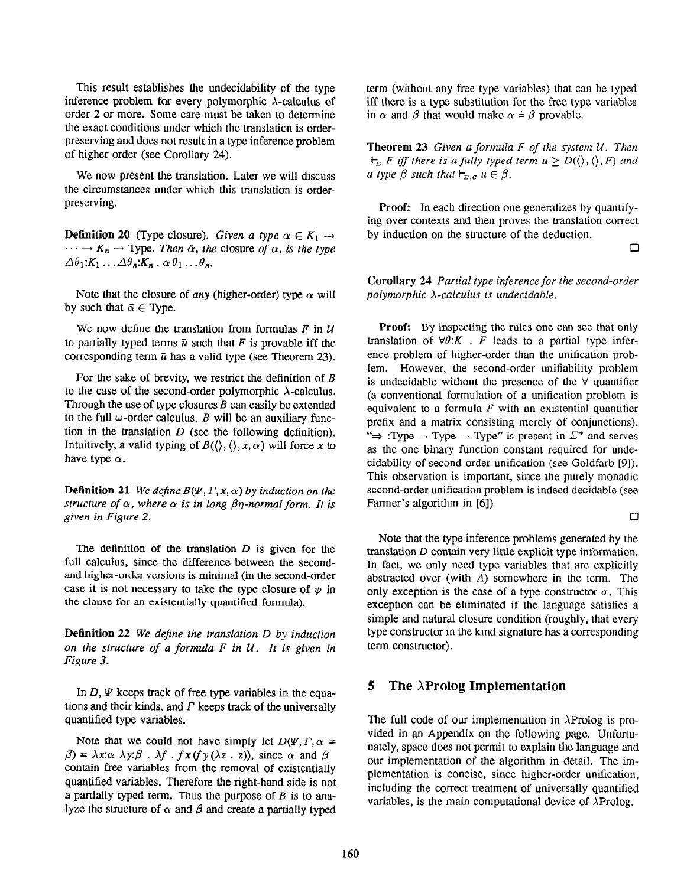This result establishes the undecidability of the type inference problem for every polymorphic λ-calculus of order 2 or more. Some care must be taken to determine the exact conditions under which the translation is order-preserving and does not result in a type inference problem of higher order (see Corollary 24).

We now present the translation. Later we will discuss the circumstances under which this translation is order-preserving.

**Definition 20** (Type closure). *Given a type $\alpha \in K_1 \to \cdots \to K_n \to \text{Type}$. Then $\bar{\alpha}$, the* closure *of $\alpha$, is the type $\Delta\theta_1{:}K_1 \ldots \Delta\theta_n{:}K_n \,.\, \alpha\,\theta_1 \ldots \theta_n$.*

Note that the closure of *any* (higher-order) type $\alpha$ will by such that $\bar{\alpha} \in \text{Type}$.

We now define the translation from formulas $F$ in $\mathcal{U}$ to partially typed terms $\bar{u}$ such that $F$ is provable iff the corresponding term $\bar{u}$ has a valid type (see Theorem 23).

For the sake of brevity, we restrict the definition of $B$ to the case of the second-order polymorphic λ-calculus. Through the use of type closures $B$ can easily be extended to the full $\omega$-order calculus. $B$ will be an auxiliary function in the translation $D$ (see the following definition). Intuitively, a valid typing of $B(\langle\rangle, \langle\rangle, x, \alpha)$ will force $x$ to have type $\alpha$.

**Definition 21** *We define $B(\Psi, \Gamma, x, \alpha)$ by induction on the structure of $\alpha$, where $\alpha$ is in long $\beta\eta$-normal form. It is given in Figure 2.*

The definition of the translation $D$ is given for the full calculus, since the difference between the second- and higher-order versions is minimal (in the second-order case it is not necessary to take the type closure of $\psi$ in the clause for an existentially quantified formula).

**Definition 22** *We define the translation $D$ by induction on the structure of a formula $F$ in $\mathcal{U}$. It is given in Figure 3.*

In $D$, $\Psi$ keeps track of free type variables in the equations and their kinds, and $\Gamma$ keeps track of the universally quantified type variables.

Note that we could not have simply let $D(\Psi, \Gamma, \alpha \doteq \beta) = \lambda x{:}\alpha\ \lambda y{:}\beta\ .\ \lambda f\ .\ f\,x\,(f\,y\,(\lambda z\ .\ z))$, since $\alpha$ and $\beta$ contain free variables from the removal of existentially quantified variables. Therefore the right-hand side is not a partially typed term. Thus the purpose of $B$ is to analyze the structure of $\alpha$ and $\beta$ and create a partially typed term (without any free type variables) that can be typed iff there is a type substitution for the free type variables in $\alpha$ and $\beta$ that would make $\alpha \doteq \beta$ provable.

**Theorem 23** *Given a formula $F$ of the system $\mathcal{U}$. Then $\Vdash_{\Sigma} F$ iff there is a fully typed term $u \geq D(\langle\rangle, \langle\rangle, F)$ and a type $\beta$ such that $\vdash_{\Sigma,c} u \in \beta$.*

**Proof:** In each direction one generalizes by quantifying over contexts and then proves the translation correct by induction on the structure of the deduction.

□

**Corollary 24** *Partial type inference for the second-order polymorphic λ-calculus is undecidable.*

**Proof:** By inspecting the rules one can see that only translation of $\forall\theta{:}K\ .\ F$ leads to a partial type inference problem of higher-order than the unification problem. However, the second-order unifiability problem is undecidable without the presence of the $\forall$ quantifier (a conventional formulation of a unification problem is equivalent to a formula $F$ with an existential quantifier prefix and a matrix consisting merely of conjunctions). "$\Rightarrow$ :Type $\to$ Type $\to$ Type" is present in $\Sigma^{+}$ and serves as the one binary function constant required for undecidability of second-order unification (see Goldfarb [9]). This observation is important, since the purely monadic second-order unification problem is indeed decidable (see Farmer's algorithm in [6])

□

Note that the type inference problems generated by the translation $D$ contain very little explicit type information. In fact, we only need type variables that are explicitly abstracted over (with $\Lambda$) somewhere in the term. The only exception is the case of a type constructor $\sigma$. This exception can be eliminated if the language satisfies a simple and natural closure condition (roughly, that every type constructor in the kind signature has a corresponding term constructor).

## 5 The λProlog Implementation

The full code of our implementation in λProlog is provided in an Appendix on the following page. Unfortunately, space does not permit to explain the language and our implementation of the algorithm in detail. The implementation is concise, since higher-order unification, including the correct treatment of universally quantified variables, is the main computational device of λProlog.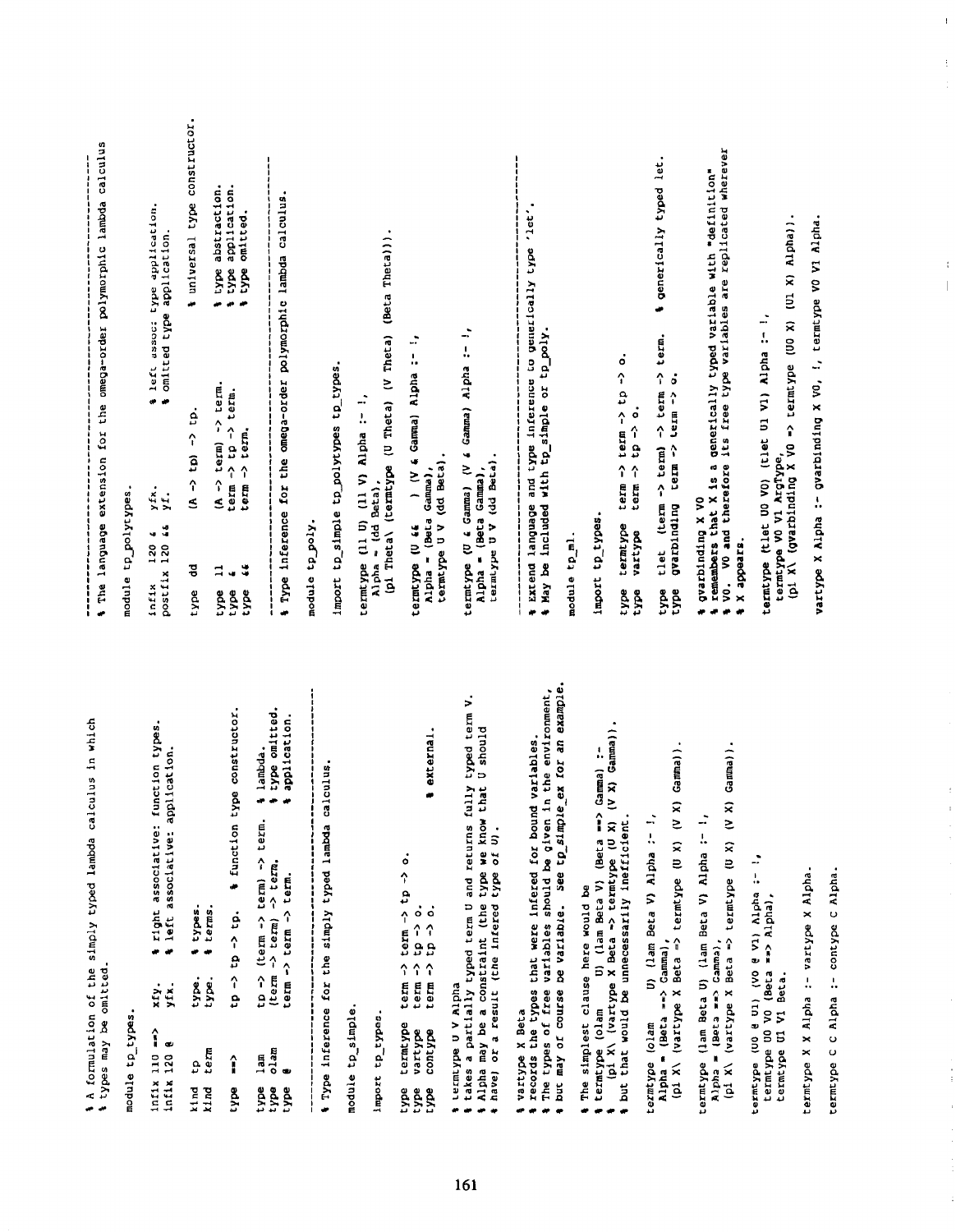```
% A formulation of the simply typed lambda calculus in which
% types may be omitted.

module tp_types.

infix 110 ==>   xfy.    % right associative: function types.
infix 120 @     yfx.    % left associative: application.

kind  tp     type.   % types.
kind  term   type.   % terms.

type  ==>    tp -> tp -> tp.   % function type constructor.

type  lam    tp -> (term -> term) -> term.   % lambda.
type  olam   (term -> term) -> term.         % type omitted.
type  @      term -> term -> term.           % application.

--------------------------------------------------------------
% Type inference for the simply typed lambda calculus.

module tp_simple.

import tp_types.

type  termtype   term -> term -> tp -> o.
type  vartype    term -> tp -> o.
type  contype    term -> tp -> o.                % external.

% termtype U V Alpha
% takes a partially typed term U and returns fully typed term V.
% Alpha may be a constraint (the type we know that U should
% have) or a result (the infered type of U).

% vartype X Beta
% records the types that were infered for bound variables.
% The types of free variables should be given in the environment,
% but may of course be variable.  See tp_simple_ex for an example.

% The simplest clause here would be
% termtype (olam    U) (lam Beta V) (Beta ==> Gamma) :-
%     (pi X\ (vartype X Beta => termtype (U X) (V X) Gamma)).
% but that would be unnecessarily inefficient.

termtype (olam    U) (lam Beta V) Alpha :- !,
  Alpha = (Beta ==> Gamma),
  (pi X\ (vartype X Beta => termtype (U X) (V X) Gamma)).

termtype (lam Beta U) (lam Beta V) Alpha :- !,
  Alpha = (Beta ==> Gamma),
  (pi X\ (vartype X Beta => termtype (U X) (V X) Gamma)).

termtype (U0 @ U1) (V0 @ V1) Alpha :- !,
  termtype U0 V0 (Beta ==> Alpha),
  termtype U1 V1 Beta.

termtype X X Alpha :- vartype X Alpha.

termtype C C Alpha :- contype C Alpha.

--------------------------------------------------------------
% The language extension for the omega-order polymorphic lambda calculus

module tp_polytypes.

infix    120 &    yfx.    % left assoc; type application.
postfix  120 &&   yf.     % omitted type application.

type  dd    (A -> tp) -> tp.             % universal type constructor.

type  ll    (A -> term) -> term.         % type abstraction.
type  &     term -> tp -> term.          % type application.
type  &&    term -> term.                % type omitted.

--------------------------------------------------------------
% Type inference for the omega-order polymorphic lambda calculus.

module tp_poly.

import tp_simple tp_polytypes tp_types.

termtype (ll U) (ll V) Alpha :- !,
  Alpha = (dd Beta),
  (pi Theta\ (termtype (U Theta) (V Theta) (Beta Theta))).

termtype (U &&    ) (V & Gamma) Alpha :- !,
  Alpha = (Beta Gamma),
  termtype U V (dd Beta).

termtype (U & Gamma) (V & Gamma) Alpha :- !,
  Alpha = (Beta Gamma),
  termtype U V (dd Beta).

--------------------------------------------------------------
% Extend language and type inference to generically type 'let'.
% May be included with tp_simple or tp_poly.

module tp_ml.

import tp_types.

type  termtype   term -> term -> tp -> o.
type  vartype    term -> tp -> o.

type  tlet  (term -> term) -> term -> term.   % generically typed let.
type  gvarbinding   term -> term -> o.

% gvarbinding X V0
% remembers that X is a generically typed variable with "definition"
% V0.  V0 and therefore its free type variables are replicated wherever
% X appears.

termtype (tlet U0 V0) (tlet U1 V1) Alpha :- !,
  termtype V0 V1 ArgType,
  (pi X\ (gvarbinding X V0 => termtype (U0 X) (U1 X) Alpha)).

vartype X Alpha :- gvarbinding X V0, !, termtype V0 V1 Alpha.
```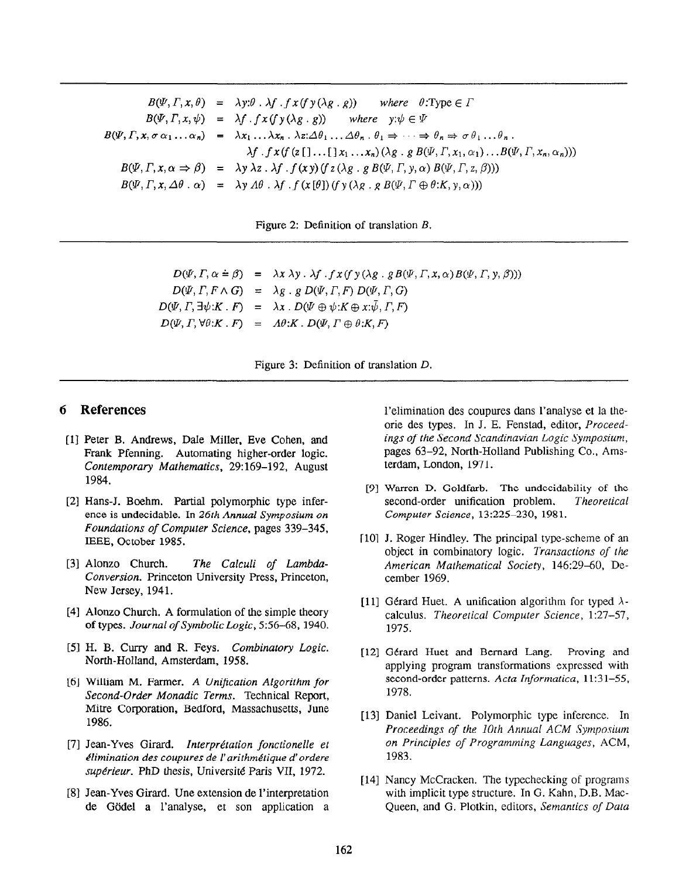$$
\begin{aligned}
B(\Psi, \Gamma, x, \theta) &= \lambda y{:}\theta \,.\, \lambda f \,.\, f\, x (f\, y (\lambda g \,.\, g)) \quad \text{where} \quad \theta{:}\text{Type} \in \Gamma \\
B(\Psi, \Gamma, x, \psi) &= \lambda f \,.\, f\, x (f\, y (\lambda g \,.\, g)) \quad \text{where} \quad y{:}\psi \in \Psi \\
B(\Psi, \Gamma, x, \sigma\, \alpha_1 \ldots \alpha_n) &= \lambda x_1 \ldots \lambda x_n \,.\, \lambda z{:}\Delta\theta_1 \ldots \Delta\theta_n \,.\, \theta_1 \Rightarrow \cdots \Rightarrow \theta_n \Rightarrow \sigma\, \theta_1 \ldots \theta_n \,. \\
&\qquad \lambda f \,.\, f\, x (f\, (z\, [\,] \ldots [\,]\, x_1 \ldots x_n) (\lambda g \,.\, g\, B(\Psi, \Gamma, x_1, \alpha_1) \ldots B(\Psi, \Gamma, x_n, \alpha_n))) \\
B(\Psi, \Gamma, x, \alpha \Rightarrow \beta) &= \lambda y\, \lambda z \,.\, \lambda f \,.\, f\, (x\, y) (f\, z\, (\lambda g \,.\, g\, B(\Psi, \Gamma, y, \alpha)\, B(\Psi, \Gamma, z, \beta))) \\
B(\Psi, \Gamma, x, \Delta\theta \,.\, \alpha) &= \lambda y\, \Lambda\theta \,.\, \lambda f \,.\, f\, (x\, [\theta]) (f\, y\, (\lambda g \,.\, g\, B(\Psi, \Gamma \oplus \theta{:}K, y, \alpha)))
\end{aligned}
$$

Figure 2: Definition of translation $B$.

$$
\begin{aligned}
D(\Psi, \Gamma, \alpha \doteq \beta) &= \lambda x\, \lambda y \,.\, \lambda f \,.\, f\, x (f\, y (\lambda g \,.\, g\, B(\Psi, \Gamma, x, \alpha)\, B(\Psi, \Gamma, y, \beta))) \\
D(\Psi, \Gamma, F \wedge G) &= \lambda g \,.\, g\, D(\Psi, \Gamma, F)\, D(\Psi, \Gamma, G) \\
D(\Psi, \Gamma, \exists\psi{:}K \,.\, F) &= \lambda x \,.\, D(\Psi \oplus \psi{:}K \oplus x{:}\bar{\psi}, \Gamma, F) \\
D(\Psi, \Gamma, \forall\theta{:}K \,.\, F) &= \Lambda\theta{:}K \,.\, D(\Psi, \Gamma \oplus \theta{:}K, F)
\end{aligned}
$$

Figure 3: Definition of translation $D$.

## 6 References

[1] Peter B. Andrews, Dale Miller, Eve Cohen, and Frank Pfenning. Automating higher-order logic. *Contemporary Mathematics*, 29:169–192, August 1984.

[2] Hans-J. Boehm. Partial polymorphic type inference is undecidable. In *26th Annual Symposium on Foundations of Computer Science*, pages 339–345, IEEE, October 1985.

[3] Alonzo Church. *The Calculi of Lambda-Conversion*. Princeton University Press, Princeton, New Jersey, 1941.

[4] Alonzo Church. A formulation of the simple theory of types. *Journal of Symbolic Logic*, 5:56–68, 1940.

[5] H. B. Curry and R. Feys. *Combinatory Logic*. North-Holland, Amsterdam, 1958.

[6] William M. Farmer. *A Unification Algorithm for Second-Order Monadic Terms*. Technical Report, Mitre Corporation, Bedford, Massachusetts, June 1986.

[7] Jean-Yves Girard. *Interprétation fonctionelle et élimination des coupures de l'arithmétique d'ordere supérieur*. PhD thesis, Université Paris VII, 1972.

[8] Jean-Yves Girard. Une extension de l'interpretation de Gödel a l'analyse, et son application a l'elimination des coupures dans l'analyse et la theorie des types. In J. E. Fenstad, editor, *Proceedings of the Second Scandinavian Logic Symposium*, pages 63–92, North-Holland Publishing Co., Amsterdam, London, 1971.

[9] Warren D. Goldfarb. The undecidability of the second-order unification problem. *Theoretical Computer Science*, 13:225–230, 1981.

[10] J. Roger Hindley. The principal type-scheme of an object in combinatory logic. *Transactions of the American Mathematical Society*, 146:29–60, December 1969.

[11] Gérard Huet. A unification algorithm for typed $\lambda$-calculus. *Theoretical Computer Science*, 1:27–57, 1975.

[12] Gérard Huet and Bernard Lang. Proving and applying program transformations expressed with second-order patterns. *Acta Informatica*, 11:31–55, 1978.

[13] Daniel Leivant. Polymorphic type inference. In *Proceedings of the 10th Annual ACM Symposium on Principles of Programming Languages*, ACM, 1983.

[14] Nancy McCracken. The typechecking of programs with implicit type structure. In G. Kahn, D.B. MacQueen, and G. Plotkin, editors, *Semantics of Data*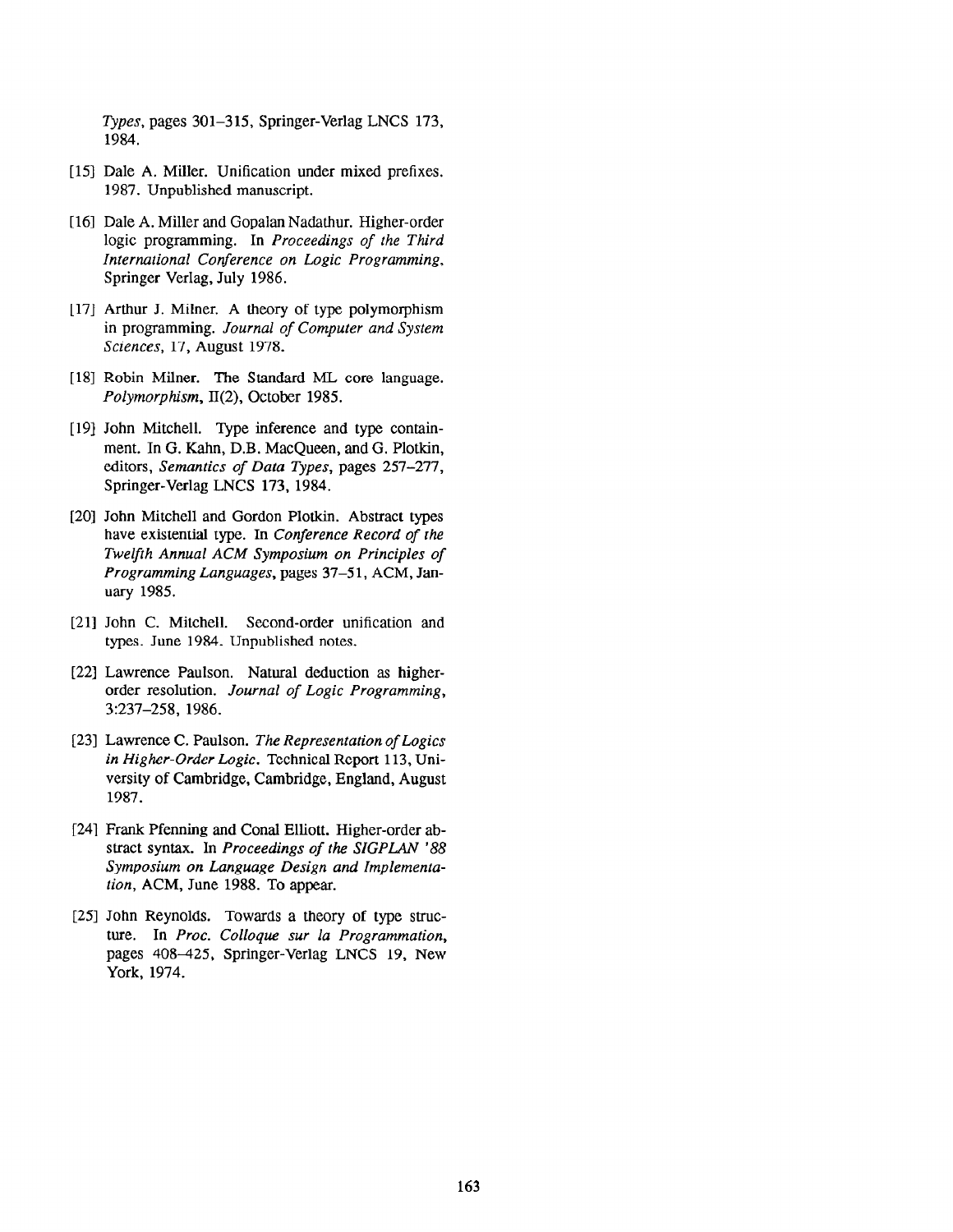*Types*, pages 301–315, Springer-Verlag LNCS 173, 1984.

[15] Dale A. Miller. Unification under mixed prefixes. 1987. Unpublished manuscript.

[16] Dale A. Miller and Gopalan Nadathur. Higher-order logic programming. In *Proceedings of the Third International Conference on Logic Programming*, Springer Verlag, July 1986.

[17] Arthur J. Milner. A theory of type polymorphism in programming. *Journal of Computer and System Sciences*, 17, August 1978.

[18] Robin Milner. The Standard ML core language. *Polymorphism*, II(2), October 1985.

[19] John Mitchell. Type inference and type containment. In G. Kahn, D.B. MacQueen, and G. Plotkin, editors, *Semantics of Data Types*, pages 257–277, Springer-Verlag LNCS 173, 1984.

[20] John Mitchell and Gordon Plotkin. Abstract types have existential type. In *Conference Record of the Twelfth Annual ACM Symposium on Principles of Programming Languages*, pages 37–51, ACM, January 1985.

[21] John C. Mitchell. Second-order unification and types. June 1984. Unpublished notes.

[22] Lawrence Paulson. Natural deduction as higher-order resolution. *Journal of Logic Programming*, 3:237–258, 1986.

[23] Lawrence C. Paulson. *The Representation of Logics in Higher-Order Logic*. Technical Report 113, University of Cambridge, Cambridge, England, August 1987.

[24] Frank Pfenning and Conal Elliott. Higher-order abstract syntax. In *Proceedings of the SIGPLAN '88 Symposium on Language Design and Implementation*, ACM, June 1988. To appear.

[25] John Reynolds. Towards a theory of type structure. In *Proc. Colloque sur la Programmation*, pages 408–425, Springer-Verlag LNCS 19, New York, 1974.